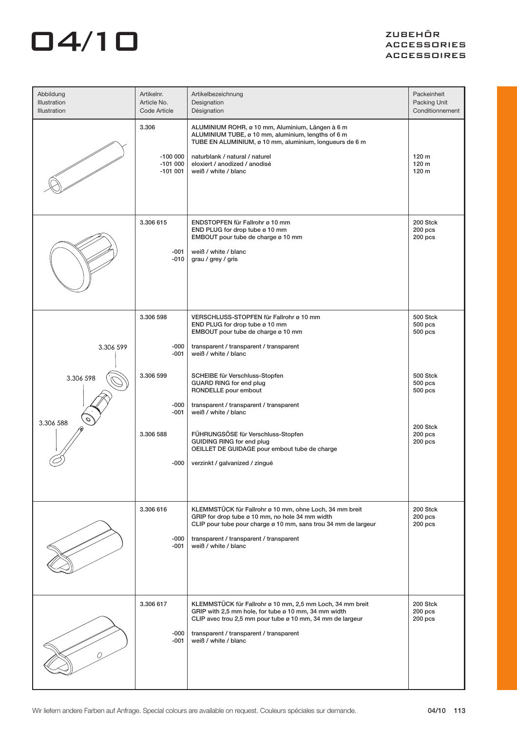# 04/10

ZUBEHÖR
ACCESSORIES
ACCESSOIRES

| Abbildung<br>Illustration<br>Illustration | Artikelnr.<br>Article No.<br>Code Article | Artikelbezeichnung<br>Designation<br>Désignation | Packeinheit<br>Packing Unit<br>Conditionnement |
|---|---|---|---|
| | 3.306 | ALUMINIUM ROHR, ø 10 mm, Aluminium, Längen à 6 m<br>ALUMINIUM TUBE, ø 10 mm, aluminium, lengths of 6 m<br>TUBE EN ALUMINIUM, ø 10 mm, aluminium, longueurs de 6 m | |
| | -100 000<br>-101 000<br>-101 001 | naturblank / natural / naturel<br>eloxiert / anodized / anodisé<br>weiß / white / blanc | 120 m<br>120 m<br>120 m |
| | 3.306 615 | ENDSTOPFEN für Fallrohr ø 10 mm<br>END PLUG for drop tube ø 10 mm<br>EMBOUT pour tube de charge ø 10 mm | 200 Stck<br>200 pcs<br>200 pcs |
| | -001<br>-010 | weiß / white / blanc<br>grau / grey / gris | |
| 3.306 599<br>3.306 598<br>3.306 588 | 3.306 598 | VERSCHLUSS-STOPFEN für Fallrohr ø 10 mm<br>END PLUG for drop tube ø 10 mm<br>EMBOUT pour tube de charge ø 10 mm | 500 Stck<br>500 pcs<br>500 pcs |
| | -000<br>-001 | transparent / transparent / transparent<br>weiß / white / blanc | |
| | 3.306 599 | SCHEIBE für Verschluss-Stopfen<br>GUARD RING for end plug<br>RONDELLE pour embout | 500 Stck<br>500 pcs<br>500 pcs |
| | -000<br>-001 | transparent / transparent / transparent<br>weiß / white / blanc | |
| | 3.306 588 | FÜHRUNGSÖSE für Verschluss-Stopfen<br>GUIDING RING for end plug<br>OEILLET DE GUIDAGE pour embout tube de charge | 200 Stck<br>200 pcs<br>200 pcs |
| | -000 | verzinkt / galvanized / zingué | |
| | 3.306 616 | KLEMMSTÜCK für Fallrohr ø 10 mm, ohne Loch, 34 mm breit<br>GRIP for drop tube ø 10 mm, no hole 34 mm width<br>CLIP pour tube pour charge ø 10 mm, sans trou 34 mm de largeur | 200 Stck<br>200 pcs<br>200 pcs |
| | -000<br>-001 | transparent / transparent / transparent<br>weiß / white / blanc | |
| | 3.306 617 | KLEMMSTÜCK für Fallrohr ø 10 mm, 2,5 mm Loch, 34 mm breit<br>GRIP with 2,5 mm hole, for tube ø 10 mm, 34 mm width<br>CLIP avec trou 2,5 mm pour tube ø 10 mm, 34 mm de largeur | 200 Stck<br>200 pcs<br>200 pcs |
| | -000<br>-001 | transparent / transparent / transparent<br>weiß / white / blanc | |

Wir liefern andere Farben auf Anfrage. Special colours are available on request. Couleurs spéciales sur demande.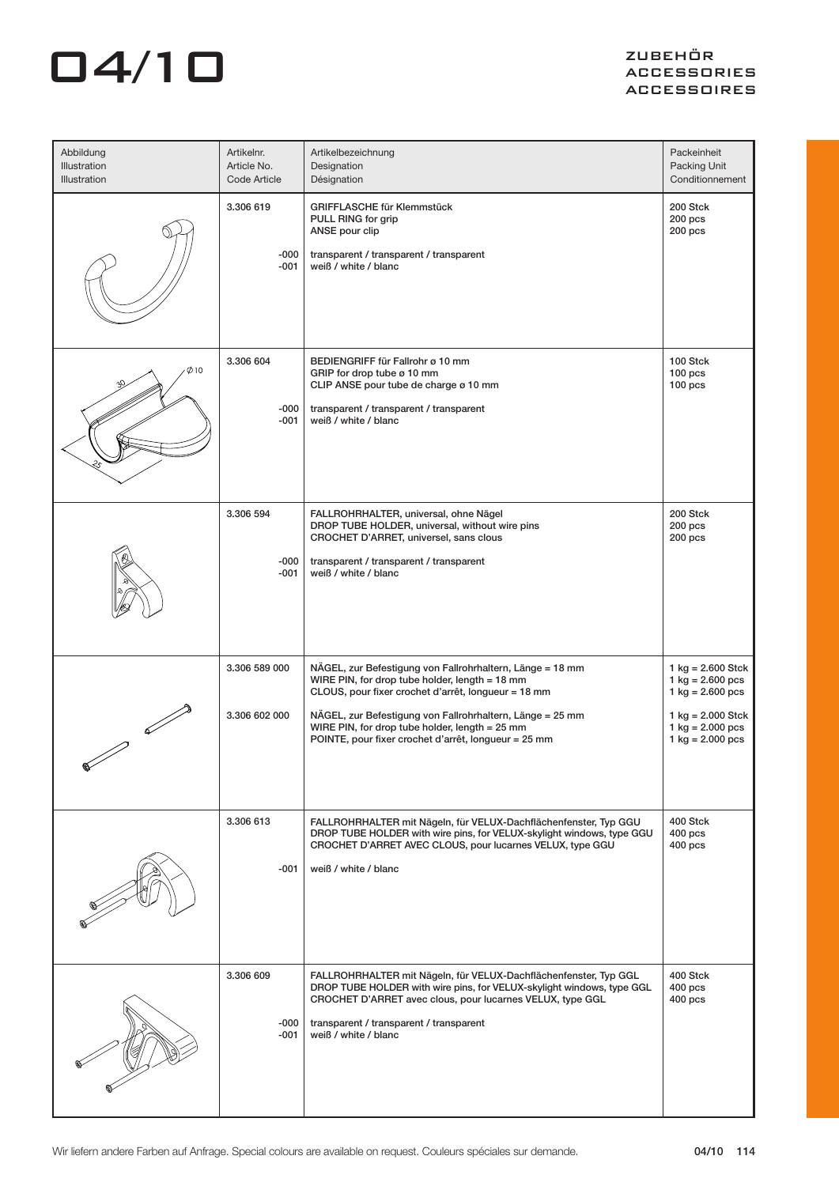# 04/10

ZUBEHÖR
ACCESSORIES
ACCESSOIRES

| Abbildung<br>Illustration<br>Illustration | Artikelnr.<br>Article No.<br>Code Article | Artikelbezeichnung<br>Designation<br>Désignation | Packeinheit<br>Packing Unit<br>Conditionnement |
|---|---|---|---|
| | 3.306 619<br><br>-000<br>-001 | GRIFFLASCHE für Klemmstück<br>PULL RING for grip<br>ANSE pour clip<br><br>transparent / transparent / transparent<br>weiß / white / blanc | 200 Stck<br>200 pcs<br>200 pcs |
| | 3.306 604<br><br>-000<br>-001 | BEDIENGRIFF für Fallrohr ø 10 mm<br>GRIP for drop tube ø 10 mm<br>CLIP ANSE pour tube de charge ø 10 mm<br><br>transparent / transparent / transparent<br>weiß / white / blanc | 100 Stck<br>100 pcs<br>100 pcs |
| | 3.306 594<br><br>-000<br>-001 | FALLROHRHALTER, universal, ohne Nägel<br>DROP TUBE HOLDER, universal, without wire pins<br>CROCHET D'ARRET, universel, sans clous<br><br>transparent / transparent / transparent<br>weiß / white / blanc | 200 Stck<br>200 pcs<br>200 pcs |
| | 3.306 589 000<br><br>3.306 602 000 | NÄGEL, zur Befestigung von Fallrohrhaltern, Länge = 18 mm<br>WIRE PIN, for drop tube holder, length = 18 mm<br>CLOUS, pour fixer crochet d'arrêt, longueur = 18 mm<br><br>NÄGEL, zur Befestigung von Fallrohrhaltern, Länge = 25 mm<br>WIRE PIN, for drop tube holder, length = 25 mm<br>POINTE, pour fixer crochet d'arrêt, longueur = 25 mm | 1 kg = 2.600 Stck<br>1 kg = 2.600 pcs<br>1 kg = 2.600 pcs<br><br>1 kg = 2.000 Stck<br>1 kg = 2.000 pcs<br>1 kg = 2.000 pcs |
| | 3.306 613<br><br>-001 | FALLROHRHALTER mit Nägeln, für VELUX-Dachflächenfenster, Typ GGU<br>DROP TUBE HOLDER with wire pins, for VELUX-skylight windows, type GGU<br>CROCHET D'ARRET AVEC CLOUS, pour lucarnes VELUX, type GGU<br><br>weiß / white / blanc | 400 Stck<br>400 pcs<br>400 pcs |
| | 3.306 609<br><br>-000<br>-001 | FALLROHRHALTER mit Nägeln, für VELUX-Dachflächenfenster, Typ GGL<br>DROP TUBE HOLDER with wire pins, for VELUX-skylight windows, type GGL<br>CROCHET D'ARRET avec clous, pour lucarnes VELUX, type GGL<br><br>transparent / transparent / transparent<br>weiß / white / blanc | 400 Stck<br>400 pcs<br>400 pcs |

Wir liefern andere Farben auf Anfrage. Special colours are available on request. Couleurs spéciales sur demande.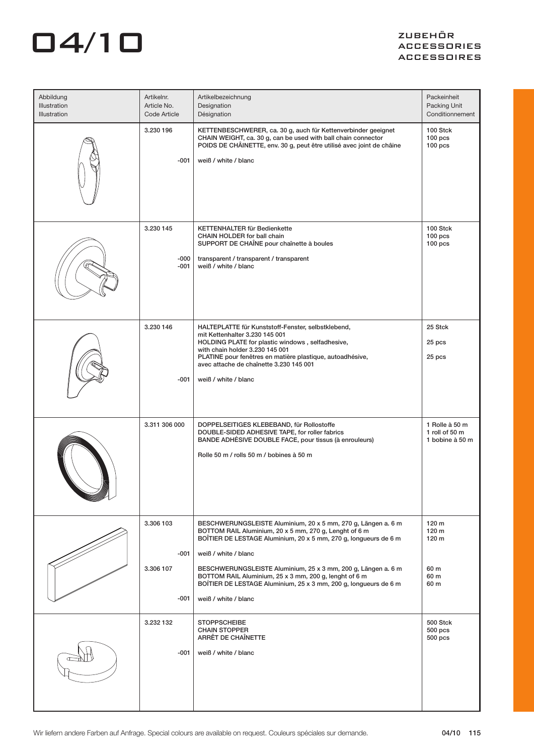# 04/10

ZUBEHÖR
ACCESSORIES
ACCESSOIRES

| Abbildung<br>Illustration<br>Illustration | Artikelnr.<br>Article No.<br>Code Article | Artikelbezeichnung<br>Designation<br>Désignation | Packeinheit<br>Packing Unit<br>Conditionnement |
|---|---|---|---|
| | 3.230 196<br><br>-001 | KETTENBESCHWERER, ca. 30 g, auch für Kettenverbinder geeignet<br>CHAIN WEIGHT, ca. 30 g, can be used with ball chain connector<br>POIDS DE CHÂINETTE, env. 30 g, peut être utilisé avec joint de châine<br><br>weiß / white / blanc | 100 Stck<br>100 pcs<br>100 pcs |
| | 3.230 145<br><br>-000<br>-001 | KETTENHALTER für Bedienkette<br>CHAIN HOLDER for ball chain<br>SUPPORT DE CHAÎNE pour chaînette à boules<br><br>transparent / transparent / transparent<br>weiß / white / blanc | 100 Stck<br>100 pcs<br>100 pcs |
| | 3.230 146<br><br>-001 | HALTEPLATTE für Kunststoff-Fenster, selbstklebend,<br>mit Kettenhalter 3.230 145 001<br>HOLDING PLATE for plastic windows , selfadhesive,<br>with chain holder 3.230 145 001<br>PLATINE pour fenêtres en matière plastique, autoadhésive,<br>avec attache de chaînette 3.230 145 001<br><br>weiß / white / blanc | 25 Stck<br>25 pcs<br>25 pcs |
| | 3.311 306 000 | DOPPELSEITIGES KLEBEBAND, für Rollostoffe<br>DOUBLE-SIDED ADHESIVE TAPE, for roller fabrics<br>BANDE ADHÉSIVE DOUBLE FACE, pour tissus (à enrouleurs)<br><br>Rolle 50 m / rolls 50 m / bobines à 50 m | 1 Rolle à 50 m<br>1 roll of 50 m<br>1 bobine à 50 m |
| | 3.306 103<br><br>-001<br><br>3.306 107<br><br>-001 | BESCHWERUNGSLEISTE Aluminium, 20 x 5 mm, 270 g, Längen a. 6 m<br>BOTTOM RAIL Aluminium, 20 x 5 mm, 270 g, Lenght of 6 m<br>BOÎTIER DE LESTAGE Aluminium, 20 x 5 mm, 270 g, longueurs de 6 m<br><br>weiß / white / blanc<br><br>BESCHWERUNGSLEISTE Aluminium, 25 x 3 mm, 200 g, Längen a. 6 m<br>BOTTOM RAIL Aluminium, 25 x 3 mm, 200 g, lenght of 6 m<br>BOÎTIER DE LESTAGE Aluminium, 25 x 3 mm, 200 g, longueurs de 6 m<br><br>weiß / white / blanc | 120 m<br>120 m<br>120 m<br><br><br><br>60 m<br>60 m<br>60 m |
| | 3.232 132<br><br>-001 | STOPPSCHEIBE<br>CHAIN STOPPER<br>ARRÊT DE CHAÎNETTE<br><br>weiß / white / blanc | 500 Stck<br>500 pcs<br>500 pcs |

Wir liefern andere Farben auf Anfrage. Special colours are available on request. Couleurs spéciales sur demande.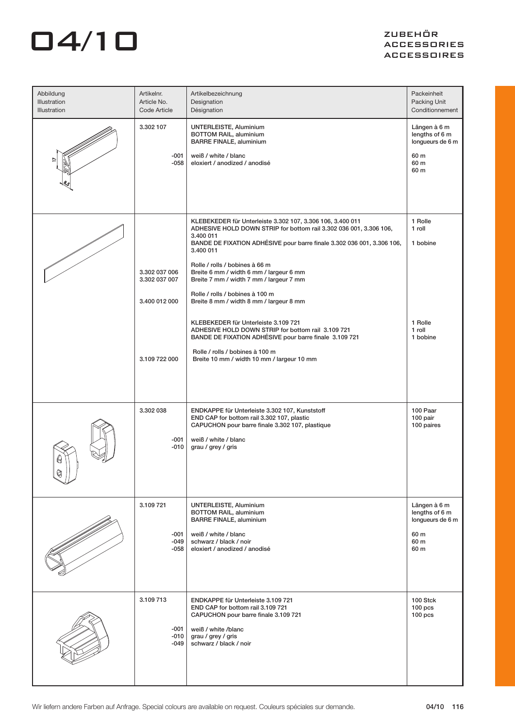# 04/10

ZUBEHÖR
ACCESSORIES
ACCESSOIRES

| Abbildung<br>Illustration<br>Illustration | Artikelnr.<br>Article No.<br>Code Article | Artikelbezeichnung<br>Designation<br>Désignation | Packeinheit<br>Packing Unit<br>Conditionnement |
|---|---|---|---|
| | 3.302 107 | UNTERLEISTE, Aluminium<br>BOTTOM RAIL, aluminium<br>BARRE FINALE, aluminium | Längen à 6 m<br>lengths of 6 m<br>longueurs de 6 m |
| | -001 | weiß / white / blanc | 60 m |
| | -058 | eloxiert / anodized / anodisé | 60 m |
| | | KLEBEKEDER für Unterleiste 3.302 107, 3.306 106, 3.400 011<br>ADHESIVE HOLD DOWN STRIP for bottom rail 3.302 036 001, 3.306 106, 3.400 011<br>BANDE DE FIXATION ADHÉSIVE pour barre finale 3.302 036 001, 3.306 106, 3.400 011 | 1 Rolle<br>1 roll<br>1 bobine |
| | | Rolle / rolls / bobines à 66 m | |
| | 3.302 037 006 | Breite 6 mm / width 6 mm / largeur 6 mm | |
| | 3.302 037 007 | Breite 7 mm / width 7 mm / largeur 7 mm | |
| | | Rolle / rolls / bobines à 100 m | |
| | 3.400 012 000 | Breite 8 mm / width 8 mm / largeur 8 mm | |
| | | KLEBEKEDER für Unterleiste 3.109 721<br>ADHESIVE HOLD DOWN STRIP for bottom rail 3.109 721<br>BANDE DE FIXATION ADHÉSIVE pour barre finale 3.109 721 | 1 Rolle<br>1 roll<br>1 bobine |
| | | Rolle / rolls / bobines à 100 m | |
| | 3.109 722 000 | Breite 10 mm / width 10 mm / largeur 10 mm | |
| | 3.302 038 | ENDKAPPE für Unterleiste 3.302 107, Kunststoff<br>END CAP for bottom rail 3.302 107, plastic<br>CAPUCHON pour barre finale 3.302 107, plastique | 100 Paar<br>100 pair<br>100 paires |
| | -001 | weiß / white / blanc | |
| | -010 | grau / grey / gris | |
| | 3.109 721 | UNTERLEISTE, Aluminium<br>BOTTOM RAIL, aluminium<br>BARRE FINALE, aluminium | Längen à 6 m<br>lengths of 6 m<br>longueurs de 6 m |
| | -001 | weiß / white / blanc | 60 m |
| | -049 | schwarz / black / noir | 60 m |
| | -058 | eloxiert / anodized / anodisé | 60 m |
| | 3.109 713 | ENDKAPPE für Unterleiste 3.109 721<br>END CAP for bottom rail 3.109 721<br>CAPUCHON pour barre finale 3.109 721 | 100 Stck<br>100 pcs<br>100 pcs |
| | -001 | weiß / white /blanc | |
| | -010 | grau / grey / gris | |
| | -049 | schwarz / black / noir | |

Wir liefern andere Farben auf Anfrage. Special colours are available on request. Couleurs spéciales sur demande.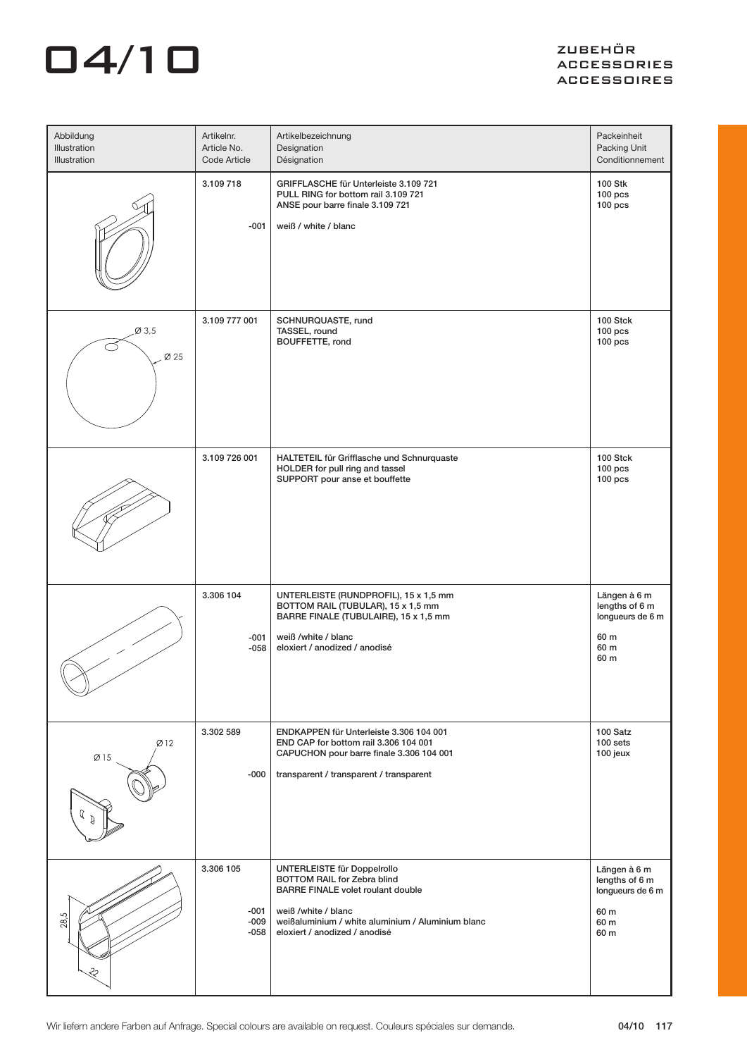# 04/10

ZUBEHÖR
ACCESSORIES
ACCESSOIRES

| Abbildung<br>Illustration<br>Illustration | Artikelnr.<br>Article No.<br>Code Article | Artikelbezeichnung<br>Designation<br>Désignation | Packeinheit<br>Packing Unit<br>Conditionnement |
|---|---|---|---|
| | 3.109 718<br><br>-001 | GRIFFLASCHE für Unterleiste 3.109 721<br>PULL RING for bottom rail 3.109 721<br>ANSE pour barre finale 3.109 721<br><br>weiß / white / blanc | 100 Stk<br>100 pcs<br>100 pcs |
| Ø 3,5<br>Ø 25 | 3.109 777 001 | SCHNURQUASTE, rund<br>TASSEL, round<br>BOUFFETTE, rond | 100 Stck<br>100 pcs<br>100 pcs |
| | 3.109 726 001 | HALTETEIL für Grifflasche und Schnurquaste<br>HOLDER for pull ring and tassel<br>SUPPORT pour anse et bouffette | 100 Stck<br>100 pcs<br>100 pcs |
| | 3.306 104<br><br>-001<br>-058 | UNTERLEISTE (RUNDPROFIL), 15 x 1,5 mm<br>BOTTOM RAIL (TUBULAR), 15 x 1,5 mm<br>BARRE FINALE (TUBULAIRE), 15 x 1,5 mm<br><br>weiß /white / blanc<br>eloxiert / anodized / anodisé | Längen à 6 m<br>lengths of 6 m<br>longueurs de 6 m<br><br>60 m<br>60 m<br>60 m |
| Ø 12<br>Ø 15 | 3.302 589<br><br>-000 | ENDKAPPEN für Unterleiste 3.306 104 001<br>END CAP for bottom rail 3.306 104 001<br>CAPUCHON pour barre finale 3.306 104 001<br><br>transparent / transparent / transparent | 100 Satz<br>100 sets<br>100 jeux |
| 28,5<br>22 | 3.306 105<br><br>-001<br>-009<br>-058 | UNTERLEISTE für Doppelrollo<br>BOTTOM RAIL for Zebra blind<br>BARRE FINALE volet roulant double<br><br>weiß /white / blanc<br>weißaluminium / white aluminium / Aluminium blanc<br>eloxiert / anodized / anodisé | Längen à 6 m<br>lengths of 6 m<br>longueurs de 6 m<br><br>60 m<br>60 m<br>60 m |

Wir liefern andere Farben auf Anfrage. Special colours are available on request. Couleurs spéciales sur demande.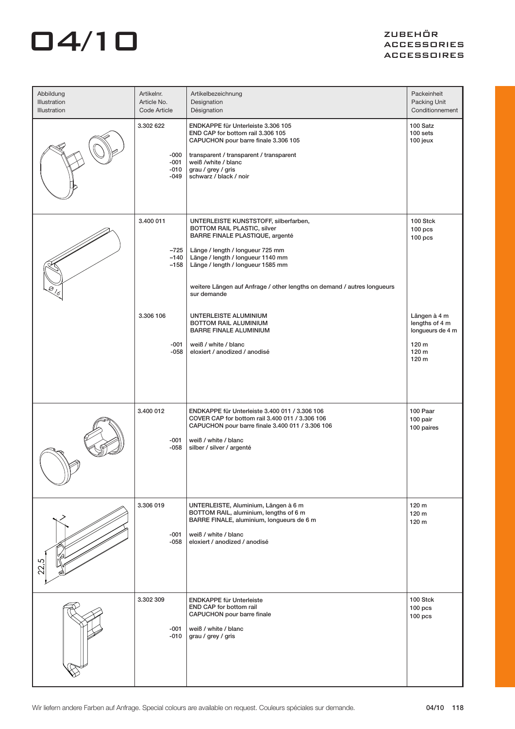# 04/10

ZUBEHÖR
ACCESSORIES
ACCESSOIRES

| Abbildung<br>Illustration<br>Illustration | Artikelnr.<br>Article No.<br>Code Article | Artikelbezeichnung<br>Designation<br>Désignation | Packeinheit<br>Packing Unit<br>Conditionnement |
|---|---|---|---|
| | 3.302 622<br><br>-000<br>-001<br>-010<br>-049 | ENDKAPPE für Unterleiste 3.306 105<br>END CAP for bottom rail 3.306 105<br>CAPUCHON pour barre finale 3.306 105<br><br>transparent / transparent / transparent<br>weiß /white / blanc<br>grau / grey / gris<br>schwarz / black / noir | 100 Satz<br>100 sets<br>100 jeux |
| Ø 16 | 3.400 011<br><br>–725<br>–140<br>–158 | UNTERLEISTE KUNSTSTOFF, silberfarben,<br>BOTTOM RAIL PLASTIC, silver<br>BARRE FINALE PLASTIQUE, argenté<br><br>Länge / length / longueur 725 mm<br>Länge / length / longueur 1140 mm<br>Länge / length / longueur 1585 mm<br><br>weitere Längen auf Anfrage / other lengths on demand / autres longueurs sur demande | 100 Stck<br>100 pcs<br>100 pcs |
| | 3.306 106<br><br>-001<br>-058 | UNTERLEISTE ALUMINIUM<br>BOTTOM RAIL ALUMINIUM<br>BARRE FINALE ALUMINIUM<br><br>weiß / white / blanc<br>eloxiert / anodized / anodisé | Längen à 4 m<br>lengths of 4 m<br>longueurs de 4 m<br><br>120 m<br>120 m<br>120 m |
| | 3.400 012<br><br>-001<br>-058 | ENDKAPPE für Unterleiste 3.400 011 / 3.306 106<br>COVER CAP for bottom rail 3.400 011 / 3.306 106<br>CAPUCHON pour barre finale 3.400 011 / 3.306 106<br><br>weiß / white / blanc<br>silber / silver / argenté | 100 Paar<br>100 pair<br>100 paires |
| 7<br>22,5 | 3.306 019<br><br>-001<br>-058 | UNTERLEISTE, Aluminium, Längen à 6 m<br>BOTTOM RAIL, aluminium, lengths of 6 m<br>BARRE FINALE, aluminium, longueurs de 6 m<br><br>weiß / white / blanc<br>eloxiert / anodized / anodisé | 120 m<br>120 m<br>120 m |
| | 3.302 309<br><br>-001<br>-010 | ENDKAPPE für Unterleiste<br>END CAP for bottom rail<br>CAPUCHON pour barre finale<br><br>weiß / white / blanc<br>grau / grey / gris | 100 Stck<br>100 pcs<br>100 pcs |

Wir liefern andere Farben auf Anfrage. Special colours are available on request. Couleurs spéciales sur demande.